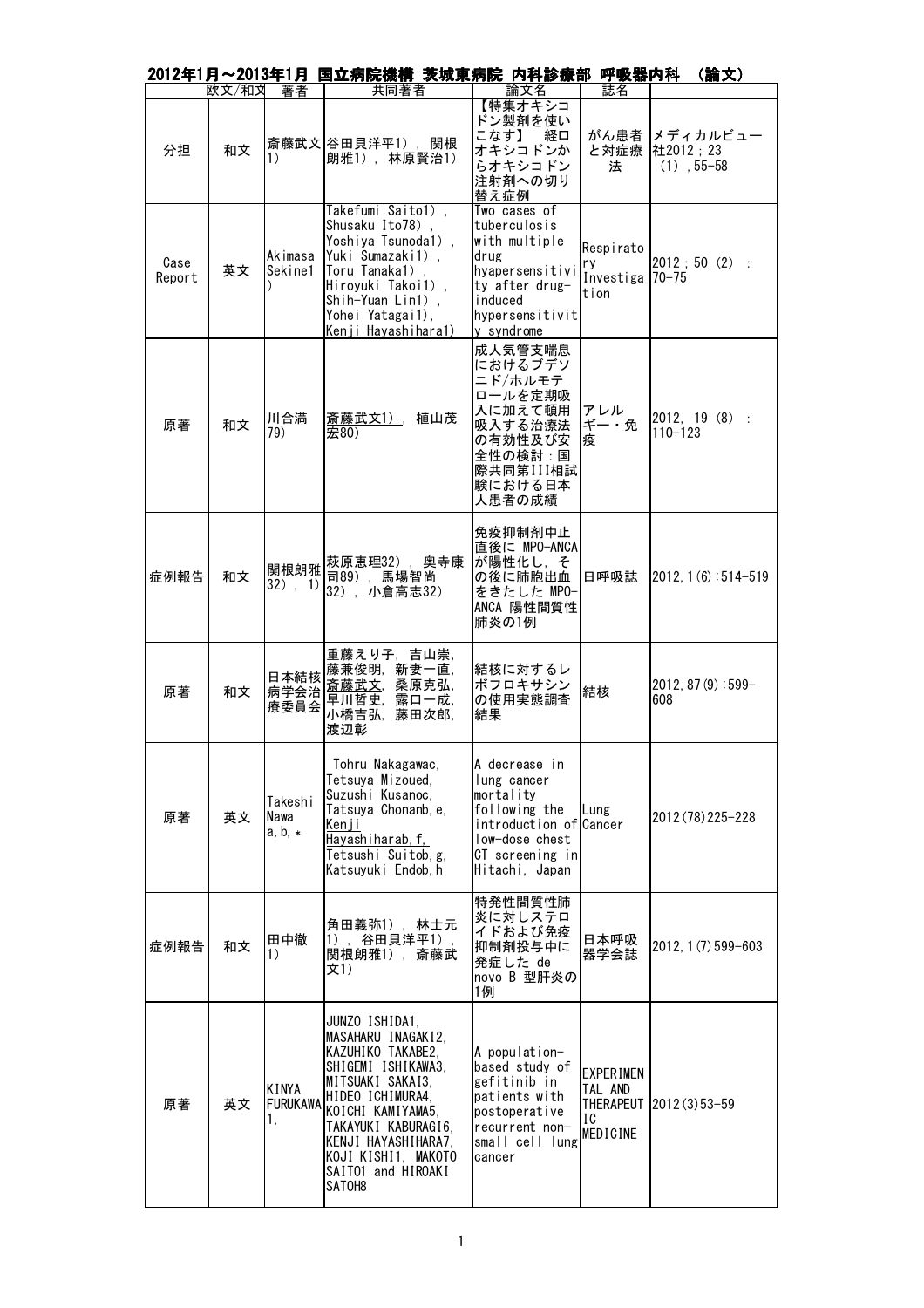## 2012年1月～2013年1月 国立病院機構 茨城東病院 内科診療部 呼吸器内科 （論文）

| | 欧文/和文 | 著者 | 共同著者 | 論文名 | 誌名 | |
|---|---|---|---|---|---|---|
| 分担 | 和文 | 斎藤武文1) | 谷田貝洋平1), 関根朗雅1), 林原賢治1) | 【特集オキシコドン製剤を使いこなす】 経口オキシコドンから オキシコドン注射剤への切り替え症例 | がん患者と対症療法 | メディカルビュー社2012；23 (1)，55-58 |
| Case Report | 英文 | Akimasa Sekine1) | Takefumi Saito1), Shusaku Ito78), Yoshiya Tsunoda1), Yuki Sumazaki1), Toru Tanaka1), Hiroyuki Takoi1), Shih-Yuan Lin1), Yohei Yatagai1), Kenji Hayashihara1) | Two cases of tuberculosis with multiple drug hyapersensitivity after drug-induced hypersensitivity syndrome | Respiratory Investigation | 2012；50 (2) : 70-75 |
| 原著 | 和文 | 川合満79) | 斎藤武文1), 植山茂宏80) | 成人気管支喘息におけるブデソニド/ホルモテロールを定期吸入に加えて頓用吸入する治療法の有効性及び安全性の検討：国際共同第III相試験における日本人患者の成績 | アレルギー・免疫 | 2012, 19 (8) : 110-123 |
| 症例報告 | 和文 | 関根朗雅32), 1) | 萩原恵理32), 奥寺康司89), 馬場智尚32), 小倉高志32) | 免疫抑制剤中止直後に MPO-ANCAが陽性化し，その後に肺胞出血をきたした MPO-ANCA 陽性間質性肺炎の1例 | 日呼吸誌 | 2012,1(6):514-519 |
| 原著 | 和文 | 日本結核病学会治療委員会 | 重藤えり子, 吉山崇, 藤兼俊明, 新妻一直, 斎藤武文, 桑原克弘, 早川哲史, 露口一成, 小橋吉弘, 藤田次郎, 渡辺彰 | 結核に対するレボフロキサシンの使用実態調査結果 | 結核 | 2012,87(9):599-608 |
| 原著 | 英文 | Takeshi Nawa a,b,* | Tohru Nakagawac, Tetsuya Mizoued, Suzushi Kusanoc, Tatsuya Chonanb,e, Kenji Hayashiharab,f, Tetsushi Suitob,g, Katsuyuki Endob,h | A decrease in lung cancer mortality following the introduction of low-dose chest CT screening in Hitachi, Japan | Lung Cancer | 2012(78)225-228 |
| 症例報告 | 和文 | 田中徹1) | 角田義弥1), 林士元1), 谷田貝洋平1), 関根朗雅1), 斎藤武文1) | 特発性間質性肺炎に対しステロイドおよび免疫抑制剤投与中に発症した de novo B 型肝炎の1例 | 日本呼吸器学会誌 | 2012,1(7)599-603 |
| 原著 | 英文 | KINYA FURUKAWA 1, | JUNZO ISHIDA1, MASAHARU INAGAKI2, KAZUHIKO TAKABE2, SHIGEMI ISHIKAWA3, MITSUAKI SAKAI3, HIDEO ICHIMURA4, KOICHI KAMIYAMA5, TAKAYUKI KABURAGI6, KENJI HAYASHIHARA7, KOJI KISHI1, MAKOTO SAITO1 and HIROAKI SATOH8 | A population-based study of gefitinib in patients with postoperative recurrent non-small cell lung cancer | EXPERIMENTAL AND THERAPEUTIC MEDICINE | 2012(3)53-59 |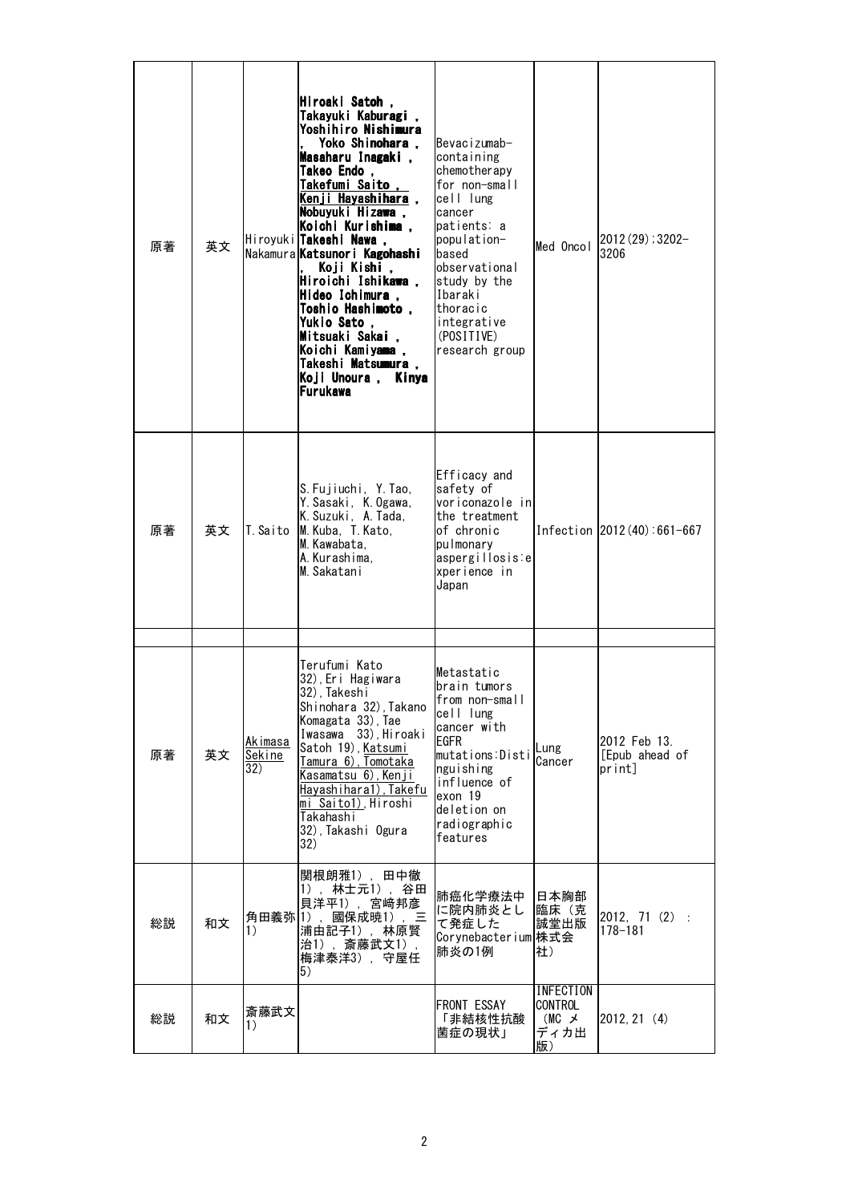| | | | | | | |
|---|---|---|---|---|---|---|
| 原著 | 英文 | Hiroyuki Nakamura | **Hiroaki Satoh , Takayuki Kaburagi , Yoshihiro Nishimura , Yoko Shinohara , Masaharu Inagaki , Takeo Endo , Takefumi Saito , Kenji Hayashihara , Nobuyuki Hizawa , Koichi Kurishima , Takeshi Nawa , Katsunori Kagohashi , Koji Kishi , Hiroichi Ishikawa , Hideo Ichimura , Toshio Hashimoto , Yukio Sato , Mitsuaki Sakai , Koichi Kamiyama , Takeshi Matsumura , Koji Unoura , Kinya Furukawa** | Bevacizumab-containing chemotherapy for non-small cell lung cancer patients: a population-based observational study by the Ibaraki thoracic integrative (POSITIVE) research group | Med Oncol | 2012(29);3202-3206 |
| 原著 | 英文 | T.Saito | S.Fujiuchi, Y.Tao, Y.Sasaki, K.Ogawa, K.Suzuki, A.Tada, M.Kuba, T.Kato, M.Kawabata, A.Kurashima, M.Sakatani | Efficacy and safety of voriconazole in the treatment of chronic pulmonary aspergillosis:experience in Japan | Infection | 2012(40):661-667 |
| | | | | | | |
| 原著 | 英文 | Akimasa Sekine 32) | Terufumi Kato 32),Eri Hagiwara 32),Takeshi Shinohara 32),Takano Komagata 33),Tae Iwasawa 33),Hiroaki Satoh 19),Katsumi Tamura 6),Tomotaka Kasamatsu 6),Kenji Hayashihara1),Takefumi Saito1),Hiroshi Takahashi 32),Takashi Ogura 32) | Metastatic brain tumors from non-small cell lung cancer with EGFR mutations:Distinguishing influence of exon 19 deletion on radiographic features | Lung Cancer | 2012 Feb 13. [Epub ahead of print] |
| 総説 | 和文 | 角田義弥1) | 関根朗雅1），田中徹1），林士元1），谷田貝洋平1），宮崎邦彦1），國保成暁1），三浦由記子1），林原賢治1），斎藤武文1），梅津泰洋3），守屋任5) | 肺癌化学療法中に院内肺炎として発症したCorynebacterium肺炎の1例 | 日本胸部臨床（克誠堂出版株式会社） | 2012, 71 (2) : 178-181 |
| 総説 | 和文 | 斎藤武文1) | | FRONT ESSAY「非結核性抗酸菌症の現状」 | INFECTION CONTROL (MC メディカ出版) | 2012, 21 (4) |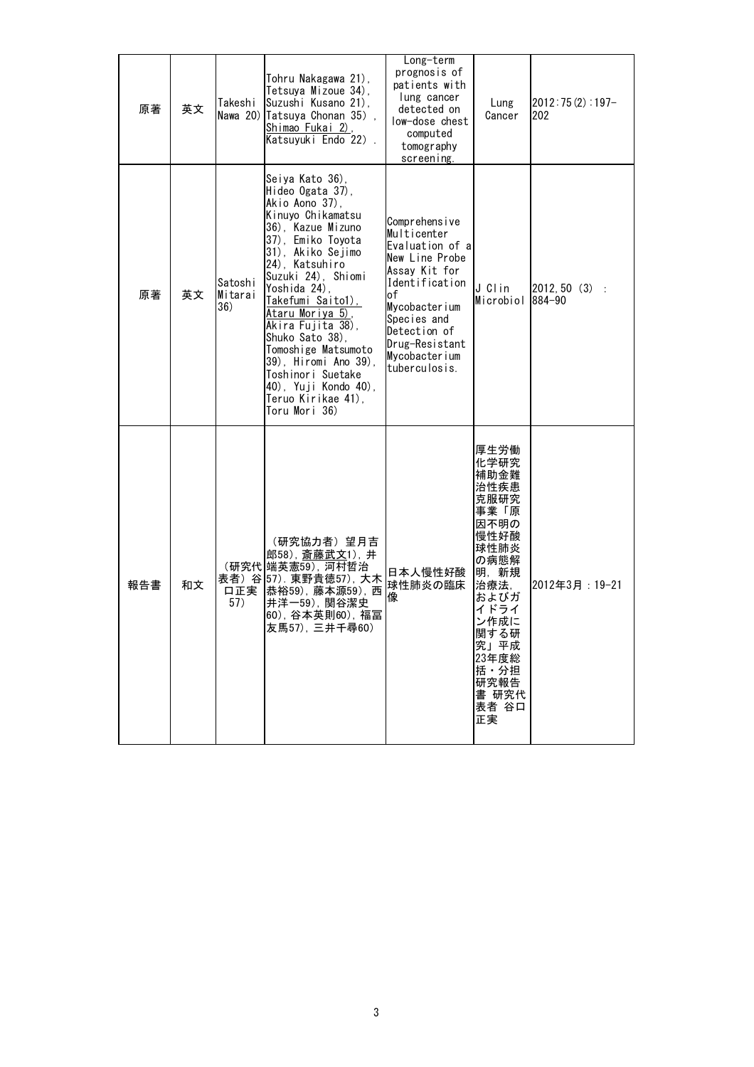| | | | | | | |
|---|---|---|---|---|---|---|
| 原著 | 英文 | Takeshi Nawa 20) | Tohru Nakagawa 21), Tetsuya Mizoue 34), Suzushi Kusano 21), Tatsuya Chonan 35) , Shimao Fukai 2), Katsuyuki Endo 22) . | Long-term prognosis of patients with lung cancer detected on low-dose chest computed tomography screening. | Lung Cancer | 2012:75(2):197-202 |
| 原著 | 英文 | Satoshi Mitarai 36) | Seiya Kato 36), Hideo Ogata 37), Akio Aono 37), Kinuyo Chikamatsu 36), Kazue Mizuno 37), Emiko Toyota 31), Akiko Sejimo 24), Katsuhiro Suzuki 24), Shiomi Yoshida 24), Takefumi Saito1), Ataru Moriya 5), Akira Fujita 38), Shuko Sato 38), Tomoshige Matsumoto 39), Hiromi Ano 39), Toshinori Suetake 40), Yuji Kondo 40), Teruo Kirikae 41), Toru Mori 36) | Comprehensive Multicenter Evaluation of a New Line Probe Assay Kit for Identification of Mycobacterium Species and Detection of Drug-Resistant Mycobacterium tuberculosis. | J Clin Microbiol | 2012, 50 (3) : 884-90 |
| 報告書 | 和文 | (研究代表者) 谷口正実 57) | (研究協力者) 望月吉郎58), 斎藤武文1), 井端英憲59), 河村哲治57), 東野貴徳57), 大木恭裕59), 藤本源59), 西井洋一59), 関谷潔史60), 谷本英則60), 福冨友馬57), 三井千尋60) | 日本人慢性好酸球性肺炎の臨床像 | 厚生労働化学研究補助金難治性疾患克服研究事業「原因不明の慢性好酸球性肺炎の病態解明, 新規治療法, およびガイドライン作成に関する研究」平成23年度総括・分担研究報告書 研究代表者 谷口正実 | 2012年3月 : 19-21 |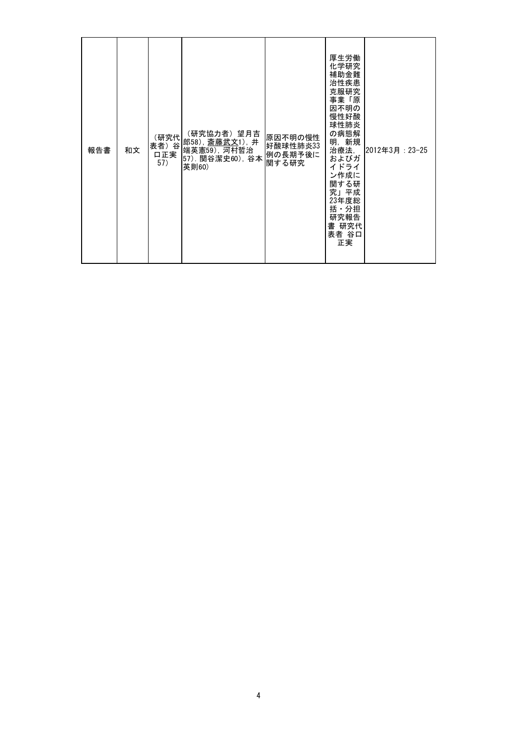| | | | | | | |
|---|---|---|---|---|---|---|
| 報告書 | 和文 | （研究代表者）谷口正実57） | （研究協力者）望月吉郎58），斎藤武文1），井端英憲59），河村哲治57）．関谷潔史60），谷本英則60） | 原因不明の慢性好酸球性肺炎33例の長期予後に関する研究 | 厚生労働化学研究補助金難治性疾患克服研究事業「原因不明の慢性好酸球性肺炎の病態解明，新規治療法，およびガイドライン作成に関する研究」平成23年度総括・分担研究報告書 研究代表者 谷口正実 | 2012年3月：23-25 |